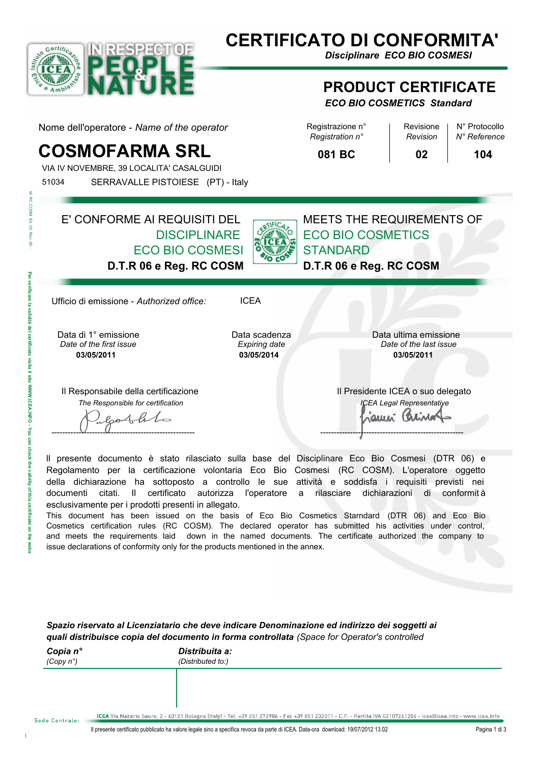# CERTIFICATO DI CONFORMITA'

*Disciplinare ECO BIO COSMESI*

# PRODUCT CERTIFICATE

***ECO BIO COSMETICS Standard***

Nome dell'operatore - *Name of the operator*

## COSMOFARMA SRL

VIA IV NOVEMBRE, 39 LOCALITA' CASALGUIDI
51034 SERRAVALLE PISTOIESE (PT) - Italy

| Registrazione n° *Registration n°* | Revisione *Revision* | N° Protocollo *N° Reference* |
|---|---|---|
| **081 BC** | **02** | **104** |

E' CONFORME AI REQUISITI DEL DISCIPLINARE ECO BIO COSMESI **D.T.R 06 e Reg. RC COSM**

MEETS THE REQUIREMENTS OF ECO BIO COSMETICS STANDARD **D.T.R 06 e Reg. RC COSM**

Ufficio di emissione - *Authorized office:* ICEA

| Data di 1° emissione *Date of the first issue* | Data scadenza *Expiring date* | Data ultima emissione *Date of the last issue* |
|---|---|---|
| **03/05/2011** | **03/05/2014** | **03/05/2011** |

Il Responsabile della certificazione
*The Responsible for certification*

Il Presidente ICEA o suo delegato
*ICEA Legal Representative*

Il presente documento è stato rilasciato sulla base del Disciplinare Eco Bio Cosmesi (DTR 06) e Regolamento per la certificazione volontaria Eco Bio Cosmesi (RC COSM). L'operatore oggetto della dichiarazione ha sottoposto a controllo le sue attività e soddisfa i requisiti previsti nei documenti citati. Il certificato autorizza l'operatore a rilasciare dichiarazioni di conformità esclusivamente per i prodotti presenti in allegato.

This document has been issued on the basis of Eco Bio Cosmetics Starndard (DTR 06) and Eco Bio Cosmetics certification rules (RC COSM). The declared operator has submitted his activities under control, and meets the requirements laid down in the named documents. The certificate authorized the company to issue declarations of conformity only for the products mentioned in the annex.

***Spazio riservato al Licenziatario che deve indicare Denominazione ed indirizzo dei soggetti ai quali distribuisce copia del documento in forma controllata*** *(Space for Operator's controlled*

| ***Copia n°*** *(Copy n°)* | ***Distribuita a:*** *(Distributed to:)* |
|---|---|
| | |

Sede Centrale: **ICEA** Via Nazario Sauro, 2 - 40121 Bologna (Italy) - Tel. +39 051 272986 - Fax +39 051 232011 - C.F. - Partita IVA 02107241206 - icea@icea.info - www.icea.info

Il presente certificato pubblicato ha valore legale sino a specifica revoca da parte di ICEA. Data-ora download: 19/07/2012 13.02

M. RC COSM Ed. 00 Rev. 00 - Per verificare la validità del certificato visita il sito WWW.ICEA.INFO - You can check the validity of this certificate on the webs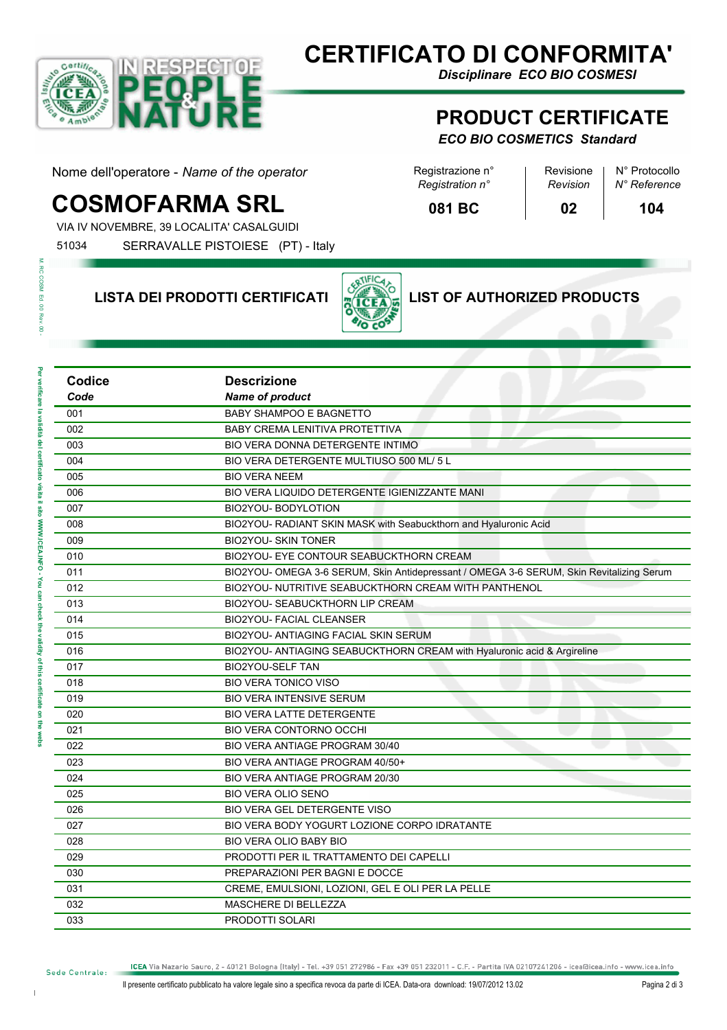# CERTIFICATO DI CONFORMITA'

*Disciplinare ECO BIO COSMESI*

# PRODUCT CERTIFICATE

*ECO BIO COSMETICS Standard*

Nome dell'operatore - *Name of the operator*

## COSMOFARMA SRL

VIA IV NOVEMBRE, 39 LOCALITA' CASALGUIDI

51034 SERRAVALLE PISTOIESE (PT) - Italy

| Registrazione n° *Registration n°* | Revisione *Revision* | N° Protocollo *N° Reference* |
|---|---|---|
| **081 BC** | **02** | **104** |

## LISTA DEI PRODOTTI CERTIFICATI — LIST OF AUTHORIZED PRODUCTS

| **Codice** *Code* | **Descrizione** *Name of product* |
|---|---|
| 001 | BABY SHAMPOO E BAGNETTO |
| 002 | BABY CREMA LENITIVA PROTETTIVA |
| 003 | BIO VERA DONNA DETERGENTE INTIMO |
| 004 | BIO VERA DETERGENTE MULTIUSO 500 ML/ 5 L |
| 005 | BIO VERA NEEM |
| 006 | BIO VERA LIQUIDO DETERGENTE IGIENIZZANTE MANI |
| 007 | BIO2YOU- BODYLOTION |
| 008 | BIO2YOU- RADIANT SKIN MASK with Seabuckthorn and Hyaluronic Acid |
| 009 | BIO2YOU- SKIN TONER |
| 010 | BIO2YOU- EYE CONTOUR SEABUCKTHORN CREAM |
| 011 | BIO2YOU- OMEGA 3-6 SERUM, Skin Antidepressant / OMEGA 3-6 SERUM, Skin Revitalizing Serum |
| 012 | BIO2YOU- NUTRITIVE SEABUCKTHORN CREAM WITH PANTHENOL |
| 013 | BIO2YOU- SEABUCKTHORN LIP CREAM |
| 014 | BIO2YOU- FACIAL CLEANSER |
| 015 | BIO2YOU- ANTIAGING FACIAL SKIN SERUM |
| 016 | BIO2YOU- ANTIAGING SEABUCKTHORN CREAM with Hyaluronic acid & Argireline |
| 017 | BIO2YOU-SELF TAN |
| 018 | BIO VERA TONICO VISO |
| 019 | BIO VERA INTENSIVE SERUM |
| 020 | BIO VERA LATTE DETERGENTE |
| 021 | BIO VERA CONTORNO OCCHI |
| 022 | BIO VERA ANTIAGE PROGRAM 30/40 |
| 023 | BIO VERA ANTIAGE PROGRAM 40/50+ |
| 024 | BIO VERA ANTIAGE PROGRAM 20/30 |
| 025 | BIO VERA OLIO SENO |
| 026 | BIO VERA GEL DETERGENTE VISO |
| 027 | BIO VERA BODY YOGURT LOZIONE CORPO IDRATANTE |
| 028 | BIO VERA OLIO BABY BIO |
| 029 | PRODOTTI PER IL TRATTAMENTO DEI CAPELLI |
| 030 | PREPARAZIONI PER BAGNI E DOCCE |
| 031 | CREME, EMULSIONI, LOZIONI, GEL E OLI PER LA PELLE |
| 032 | MASCHERE DI BELLEZZA |
| 033 | PRODOTTI SOLARI |

Sede Centrale: ICEA Via Nazario Sauro, 2 - 40121 Bologna (Italy) - Tel. +39 051 272986 - Fax +39 051 232011 - C.F. - Partita IVA 02107241206 - icea@icea.info - www.icea.info

Il presente certificato pubblicato ha valore legale sino a specifica revoca da parte di ICEA. Data-ora download: 19/07/2012 13.02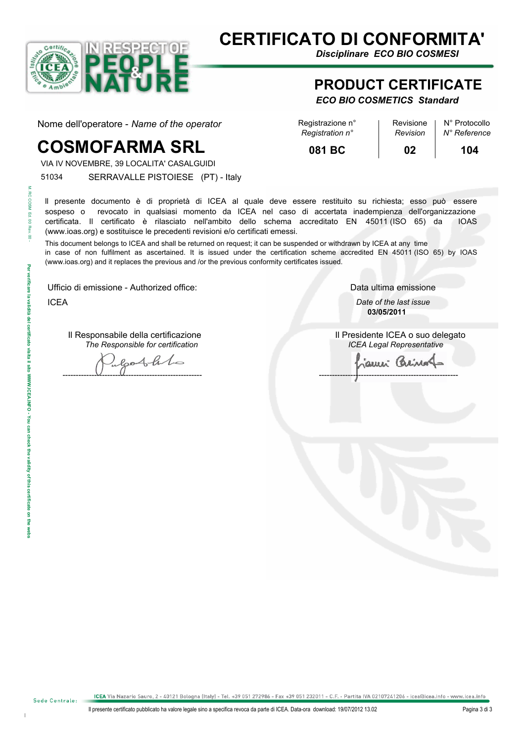# CERTIFICATO DI CONFORMITA'

*Disciplinare ECO BIO COSMESI*

# PRODUCT CERTIFICATE

***ECO BIO COSMETICS Standard***

Nome dell'operatore - *Name of the operator*

## COSMOFARMA SRL

VIA IV NOVEMBRE, 39 LOCALITA' CASALGUIDI

51034 SERRAVALLE PISTOIESE (PT) - Italy

| Registrazione n° *Registration n°* | Revisione *Revision* | N° Protocollo *N° Reference* |
|---|---|---|
| **081 BC** | **02** | **104** |

Il presente documento è di proprietà di ICEA al quale deve essere restituito su richiesta; esso può essere sospeso o revocato in qualsiasi momento da ICEA nel caso di accertata inadempienza dell'organizzazione certificata. Il certificato è rilasciato nell'ambito dello schema accreditato EN 45011 (ISO 65) da IOAS (www.ioas.org) e sostituisce le precedenti revisioni e/o certificati emessi.

This document belongs to ICEA and shall be returned on request; it can be suspended or withdrawn by ICEA at any time in case of non fulfilment as ascertained. It is issued under the certification scheme accredited EN 45011 (ISO 65) by IOAS (www.ioas.org) and it replaces the previous and /or the previous conformity certificates issued.

Ufficio di emissione - Authorized office:

ICEA

Data ultima emissione

*Date of the last issue*

**03/05/2011**

Il Responsabile della certificazione

*The Responsible for certification*

Il Presidente ICEA o suo delegato

*ICEA Legal Representative*

Per verificare la validità del certificato visita il sito WWW.ICEA.INFO - You can check the validity of this certificate on the webs

Sede Centrale: ICEA Via Nazario Sauro, 2 - 40121 Bologna (Italy) - Tel. +39 051 272986 - Fax +39 051 232011 - C.F. - Partita IVA 02107241206 - icea@icea.info - www.icea.info

Il presente certificato pubblicato ha valore legale sino a specifica revoca da parte di ICEA. Data-ora download: 19/07/2012 13.02